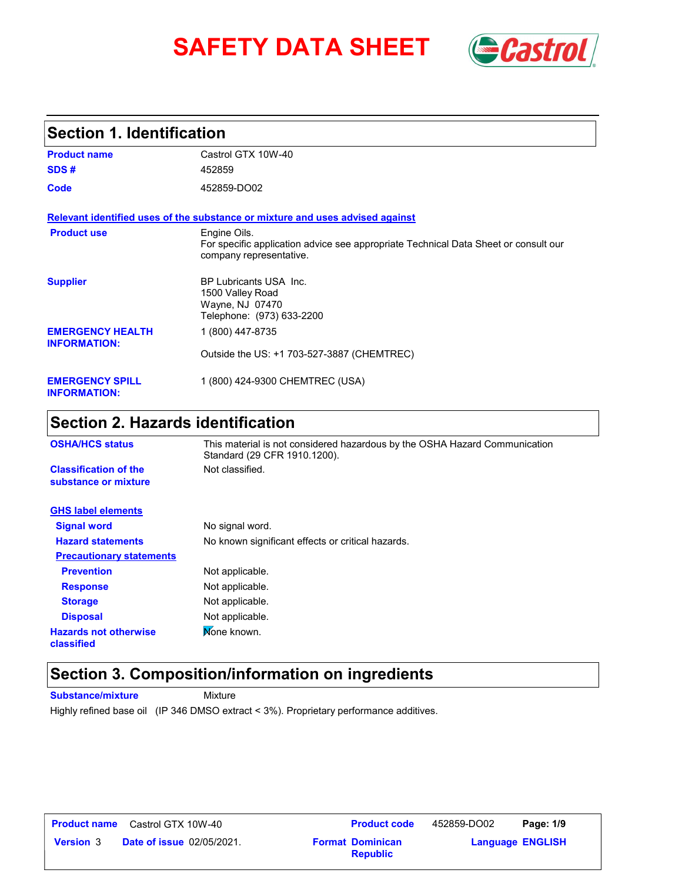# SAFETY DATA SHEET

## Section 1. Identification

| | |
|---|---|
| **Product name** | Castrol GTX 10W-40 |
| **SDS #** | 452859 |
| **Code** | 452859-DO02 |

**Relevant identified uses of the substance or mixture and uses advised against**

| | |
|---|---|
| **Product use** | Engine Oils.<br>For specific application advice see appropriate Technical Data Sheet or consult our company representative. |
| **Supplier** | BP Lubricants USA Inc.<br>1500 Valley Road<br>Wayne, NJ 07470<br>Telephone: (973) 633-2200 |
| **EMERGENCY HEALTH INFORMATION:** | 1 (800) 447-8735<br><br>Outside the US: +1 703-527-3887 (CHEMTREC) |
| **EMERGENCY SPILL INFORMATION:** | 1 (800) 424-9300 CHEMTREC (USA) |

## Section 2. Hazards identification

| | |
|---|---|
| **OSHA/HCS status** | This material is not considered hazardous by the OSHA Hazard Communication Standard (29 CFR 1910.1200). |
| **Classification of the substance or mixture** | Not classified. |

**GHS label elements**

| | |
|---|---|
| **Signal word** | No signal word. |
| **Hazard statements** | No known significant effects or critical hazards. |

**Precautionary statements**

| | |
|---|---|
| **Prevention** | Not applicable. |
| **Response** | Not applicable. |
| **Storage** | Not applicable. |
| **Disposal** | Not applicable. |
| **Hazards not otherwise classified** | None known. |

## Section 3. Composition/information on ingredients

**Substance/mixture** Mixture

Highly refined base oil (IP 346 DMSO extract < 3%). Proprietary performance additives.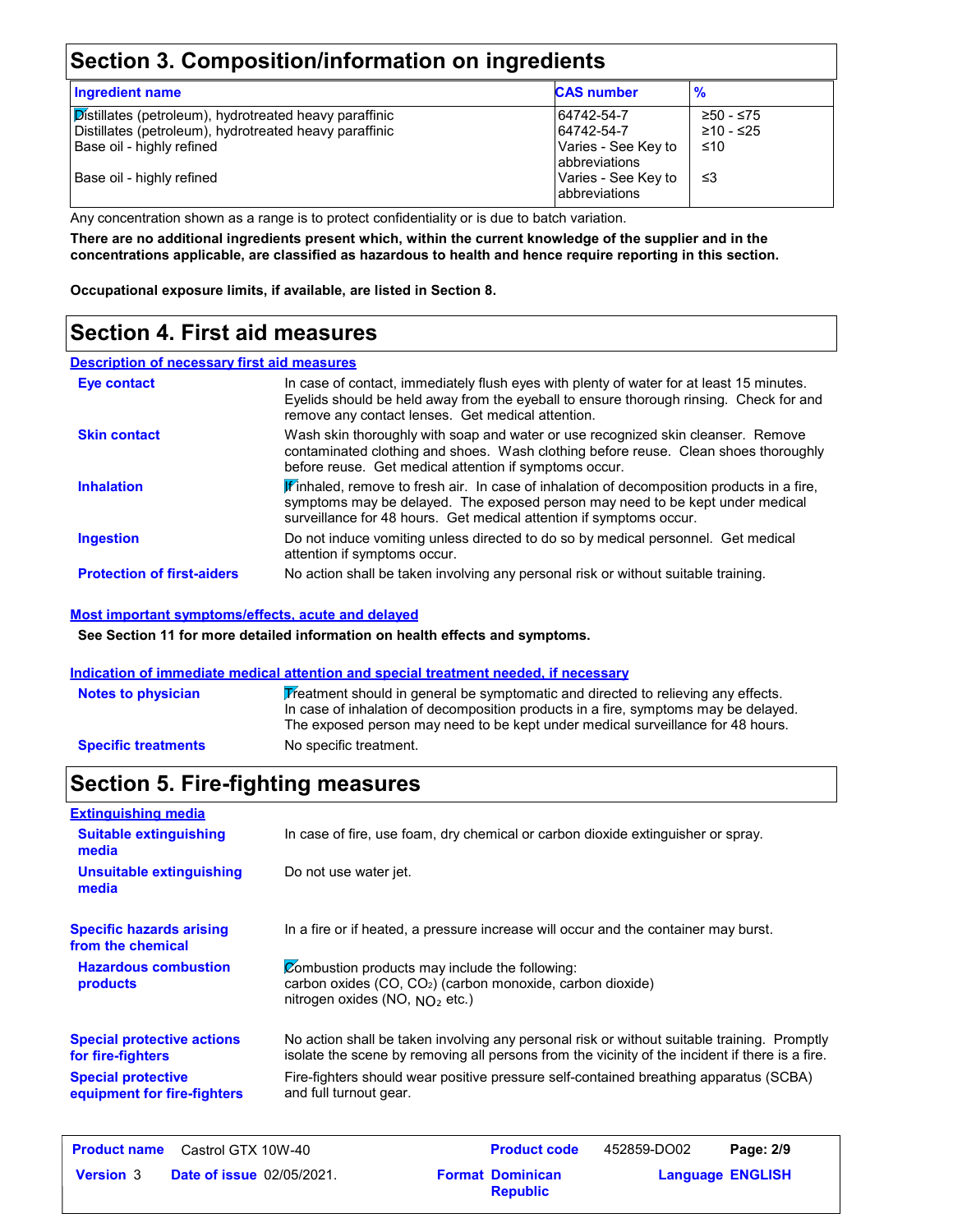## Section 3. Composition/information on ingredients

| Ingredient name | CAS number | % |
|---|---|---|
| Distillates (petroleum), hydrotreated heavy paraffinic | 64742-54-7 | ≥50 - ≤75 |
| Distillates (petroleum), hydrotreated heavy paraffinic | 64742-54-7 | ≥10 - ≤25 |
| Base oil - highly refined | Varies - See Key to abbreviations | ≤10 |
| Base oil - highly refined | Varies - See Key to abbreviations | ≤3 |

Any concentration shown as a range is to protect confidentiality or is due to batch variation.

**There are no additional ingredients present which, within the current knowledge of the supplier and in the concentrations applicable, are classified as hazardous to health and hence require reporting in this section.**

**Occupational exposure limits, if available, are listed in Section 8.**

## Section 4. First aid measures

**Description of necessary first aid measures**

**Eye contact**: In case of contact, immediately flush eyes with plenty of water for at least 15 minutes. Eyelids should be held away from the eyeball to ensure thorough rinsing. Check for and remove any contact lenses. Get medical attention.

**Skin contact**: Wash skin thoroughly with soap and water or use recognized skin cleanser. Remove contaminated clothing and shoes. Wash clothing before reuse. Clean shoes thoroughly before reuse. Get medical attention if symptoms occur.

**Inhalation**: If inhaled, remove to fresh air. In case of inhalation of decomposition products in a fire, symptoms may be delayed. The exposed person may need to be kept under medical surveillance for 48 hours. Get medical attention if symptoms occur.

**Ingestion**: Do not induce vomiting unless directed to do so by medical personnel. Get medical attention if symptoms occur.

**Protection of first-aiders**: No action shall be taken involving any personal risk or without suitable training.

**Most important symptoms/effects, acute and delayed**

**See Section 11 for more detailed information on health effects and symptoms.**

**Indication of immediate medical attention and special treatment needed, if necessary**

**Notes to physician**: Treatment should in general be symptomatic and directed to relieving any effects. In case of inhalation of decomposition products in a fire, symptoms may be delayed. The exposed person may need to be kept under medical surveillance for 48 hours.

**Specific treatments**: No specific treatment.

## Section 5. Fire-fighting measures

**Extinguishing media**

**Suitable extinguishing media**: In case of fire, use foam, dry chemical or carbon dioxide extinguisher or spray.

**Unsuitable extinguishing media**: Do not use water jet.

**Specific hazards arising from the chemical**: In a fire or if heated, a pressure increase will occur and the container may burst.

**Hazardous combustion products**: Combustion products may include the following:
carbon oxides (CO, $CO_2$) (carbon monoxide, carbon dioxide)
nitrogen oxides (NO, $NO_2$ etc.)

**Special protective actions for fire-fighters**: No action shall be taken involving any personal risk or without suitable training. Promptly isolate the scene by removing all persons from the vicinity of the incident if there is a fire.

**Special protective equipment for fire-fighters**: Fire-fighters should wear positive pressure self-contained breathing apparatus (SCBA) and full turnout gear.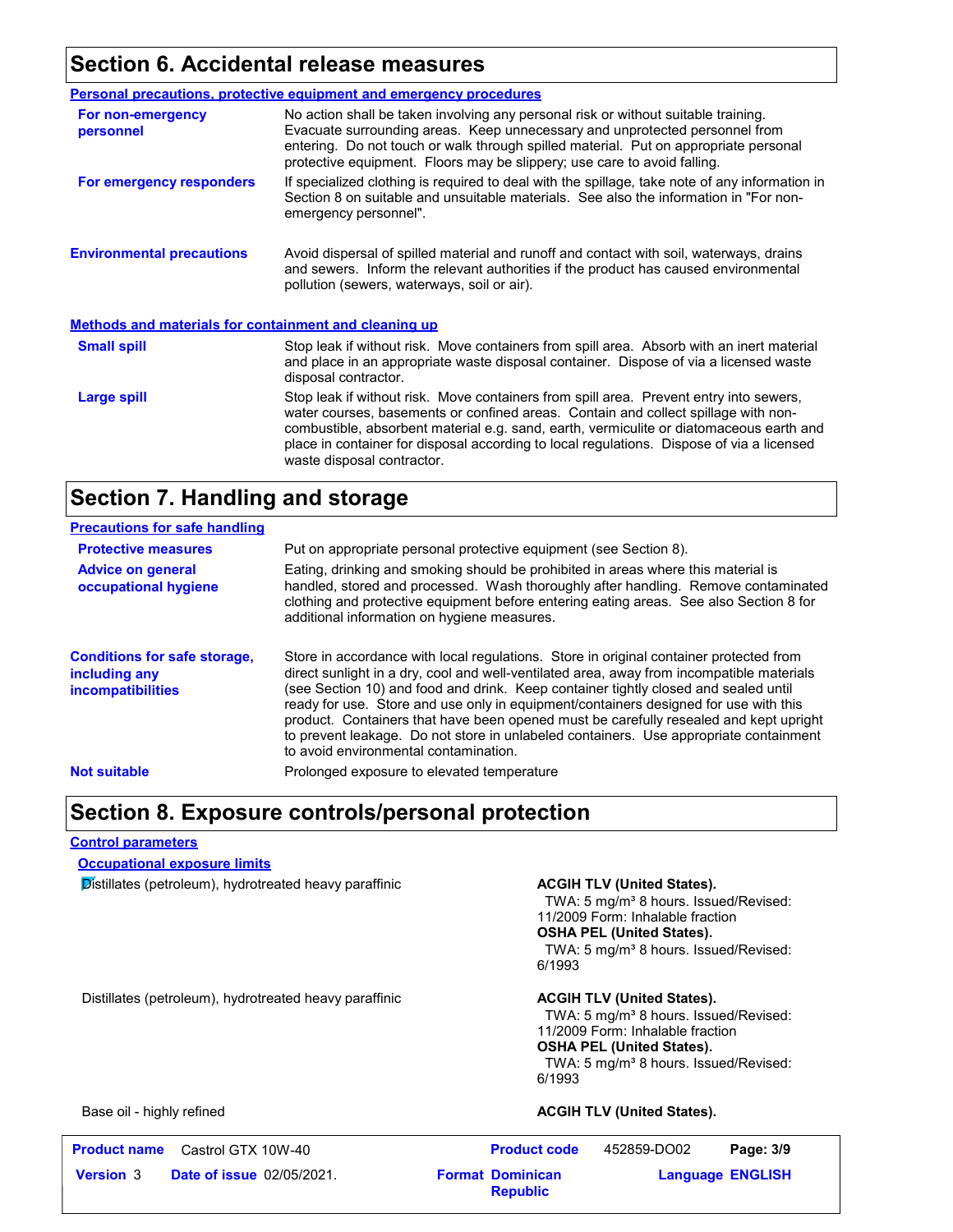## Section 6. Accidental release measures

### Personal precautions, protective equipment and emergency procedures

**For non-emergency personnel**
No action shall be taken involving any personal risk or without suitable training. Evacuate surrounding areas. Keep unnecessary and unprotected personnel from entering. Do not touch or walk through spilled material. Put on appropriate personal protective equipment. Floors may be slippery; use care to avoid falling.

**For emergency responders**
If specialized clothing is required to deal with the spillage, take note of any information in Section 8 on suitable and unsuitable materials. See also the information in "For non-emergency personnel".

**Environmental precautions**
Avoid dispersal of spilled material and runoff and contact with soil, waterways, drains and sewers. Inform the relevant authorities if the product has caused environmental pollution (sewers, waterways, soil or air).

### Methods and materials for containment and cleaning up

**Small spill**
Stop leak if without risk. Move containers from spill area. Absorb with an inert material and place in an appropriate waste disposal container. Dispose of via a licensed waste disposal contractor.

**Large spill**
Stop leak if without risk. Move containers from spill area. Prevent entry into sewers, water courses, basements or confined areas. Contain and collect spillage with non-combustible, absorbent material e.g. sand, earth, vermiculite or diatomaceous earth and place in container for disposal according to local regulations. Dispose of via a licensed waste disposal contractor.

## Section 7. Handling and storage

### Precautions for safe handling

**Protective measures**
Put on appropriate personal protective equipment (see Section 8).

**Advice on general occupational hygiene**
Eating, drinking and smoking should be prohibited in areas where this material is handled, stored and processed. Wash thoroughly after handling. Remove contaminated clothing and protective equipment before entering eating areas. See also Section 8 for additional information on hygiene measures.

**Conditions for safe storage, including any incompatibilities**
Store in accordance with local regulations. Store in original container protected from direct sunlight in a dry, cool and well-ventilated area, away from incompatible materials (see Section 10) and food and drink. Keep container tightly closed and sealed until ready for use. Store and use only in equipment/containers designed for use with this product. Containers that have been opened must be carefully resealed and kept upright to prevent leakage. Do not store in unlabeled containers. Use appropriate containment to avoid environmental contamination.

**Not suitable**
Prolonged exposure to elevated temperature

## Section 8. Exposure controls/personal protection

### Control parameters

#### Occupational exposure limits

| | |
|---|---|
| Distillates (petroleum), hydrotreated heavy paraffinic | **ACGIH TLV (United States).**<br>TWA: 5 mg/m³ 8 hours. Issued/Revised: 11/2009 Form: Inhalable fraction<br>**OSHA PEL (United States).**<br>TWA: 5 mg/m³ 8 hours. Issued/Revised: 6/1993 |
| Distillates (petroleum), hydrotreated heavy paraffinic | **ACGIH TLV (United States).**<br>TWA: 5 mg/m³ 8 hours. Issued/Revised: 11/2009 Form: Inhalable fraction<br>**OSHA PEL (United States).**<br>TWA: 5 mg/m³ 8 hours. Issued/Revised: 6/1993 |
| Base oil - highly refined | **ACGIH TLV (United States).** |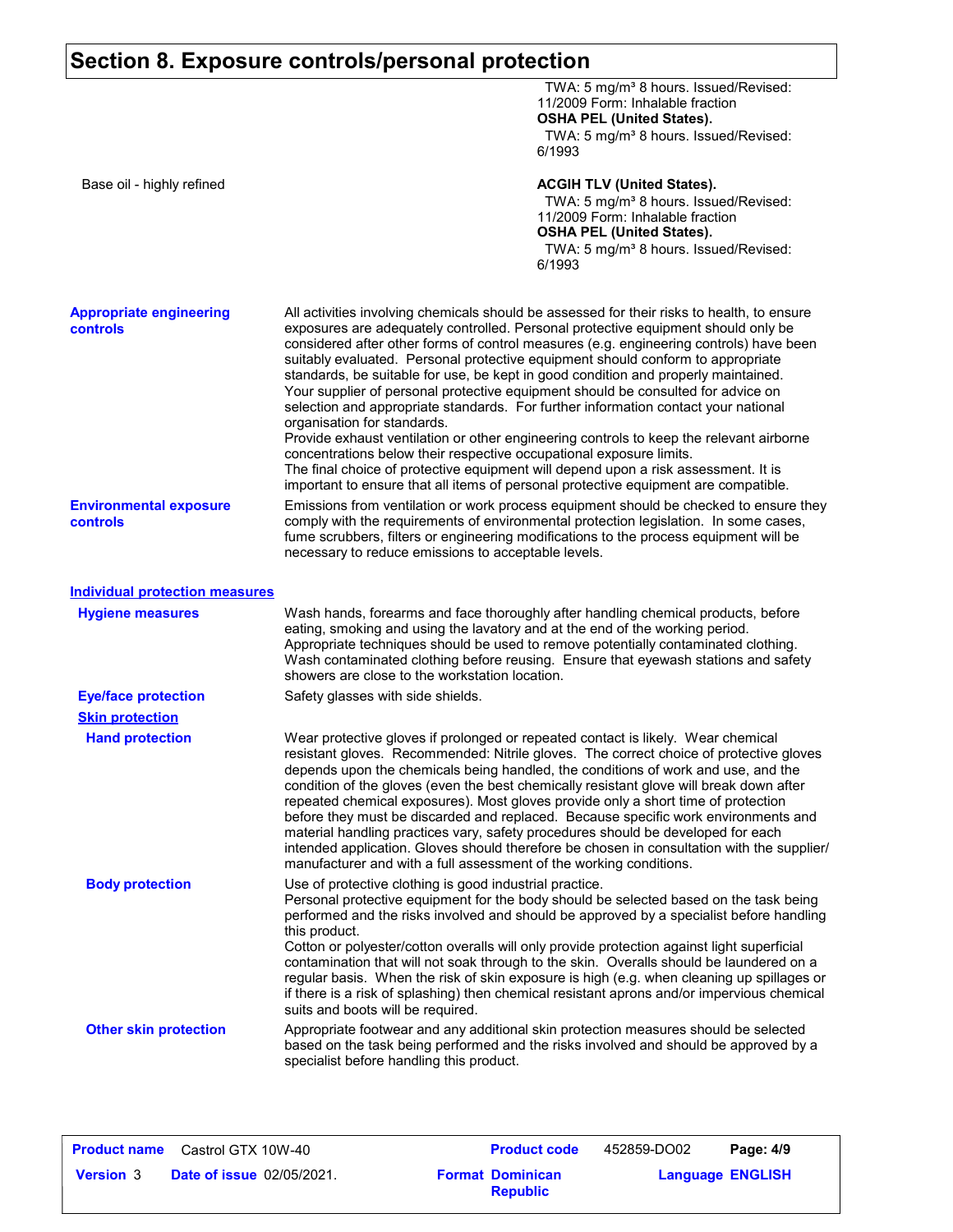## Section 8. Exposure controls/personal protection

| | |
|---|---|
| | TWA: 5 mg/m³ 8 hours. Issued/Revised: 11/2009 Form: Inhalable fraction<br>**OSHA PEL (United States).**<br>TWA: 5 mg/m³ 8 hours. Issued/Revised: 6/1993 |
| Base oil - highly refined | **ACGIH TLV (United States).**<br>TWA: 5 mg/m³ 8 hours. Issued/Revised: 11/2009 Form: Inhalable fraction<br>**OSHA PEL (United States).**<br>TWA: 5 mg/m³ 8 hours. Issued/Revised: 6/1993 |

**Appropriate engineering controls**

All activities involving chemicals should be assessed for their risks to health, to ensure exposures are adequately controlled. Personal protective equipment should only be considered after other forms of control measures (e.g. engineering controls) have been suitably evaluated. Personal protective equipment should conform to appropriate standards, be suitable for use, be kept in good condition and properly maintained. Your supplier of personal protective equipment should be consulted for advice on selection and appropriate standards. For further information contact your national organisation for standards.
Provide exhaust ventilation or other engineering controls to keep the relevant airborne concentrations below their respective occupational exposure limits.
The final choice of protective equipment will depend upon a risk assessment. It is important to ensure that all items of personal protective equipment are compatible.

**Environmental exposure controls**

Emissions from ventilation or work process equipment should be checked to ensure they comply with the requirements of environmental protection legislation. In some cases, fume scrubbers, filters or engineering modifications to the process equipment will be necessary to reduce emissions to acceptable levels.

### Individual protection measures

**Hygiene measures**

Wash hands, forearms and face thoroughly after handling chemical products, before eating, smoking and using the lavatory and at the end of the working period. Appropriate techniques should be used to remove potentially contaminated clothing. Wash contaminated clothing before reusing. Ensure that eyewash stations and safety showers are close to the workstation location.

**Eye/face protection**

Safety glasses with side shields.

**Skin protection**

**Hand protection**

Wear protective gloves if prolonged or repeated contact is likely. Wear chemical resistant gloves. Recommended: Nitrile gloves. The correct choice of protective gloves depends upon the chemicals being handled, the conditions of work and use, and the condition of the gloves (even the best chemically resistant glove will break down after repeated chemical exposures). Most gloves provide only a short time of protection before they must be discarded and replaced. Because specific work environments and material handling practices vary, safety procedures should be developed for each intended application. Gloves should therefore be chosen in consultation with the supplier/ manufacturer and with a full assessment of the working conditions.

**Body protection**

Use of protective clothing is good industrial practice.
Personal protective equipment for the body should be selected based on the task being performed and the risks involved and should be approved by a specialist before handling this product.
Cotton or polyester/cotton overalls will only provide protection against light superficial contamination that will not soak through to the skin. Overalls should be laundered on a regular basis. When the risk of skin exposure is high (e.g. when cleaning up spillages or if there is a risk of splashing) then chemical resistant aprons and/or impervious chemical suits and boots will be required.

**Other skin protection**

Appropriate footwear and any additional skin protection measures should be selected based on the task being performed and the risks involved and should be approved by a specialist before handling this product.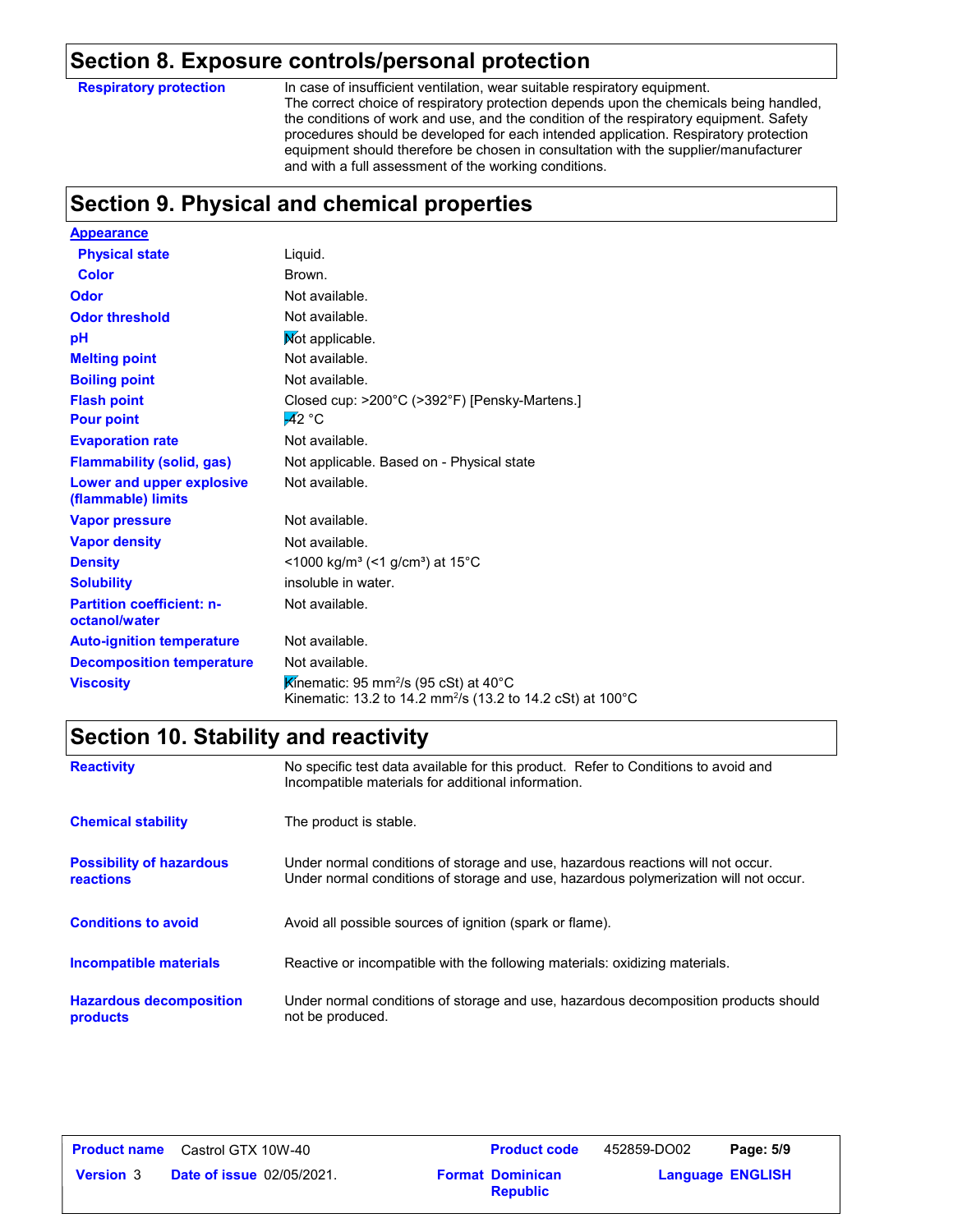## Section 8. Exposure controls/personal protection

| | |
|---|---|
| **Respiratory protection** | In case of insufficient ventilation, wear suitable respiratory equipment. The correct choice of respiratory protection depends upon the chemicals being handled, the conditions of work and use, and the condition of the respiratory equipment. Safety procedures should be developed for each intended application. Respiratory protection equipment should therefore be chosen in consultation with the supplier/manufacturer and with a full assessment of the working conditions. |

## Section 9. Physical and chemical properties

| | |
|---|---|
| **Appearance** | |
| **Physical state** | Liquid. |
| **Color** | Brown. |
| **Odor** | Not available. |
| **Odor threshold** | Not available. |
| **pH** | Not applicable. |
| **Melting point** | Not available. |
| **Boiling point** | Not available. |
| **Flash point** | Closed cup: >200°C (>392°F) [Pensky-Martens.] |
| **Pour point** | -42 °C |
| **Evaporation rate** | Not available. |
| **Flammability (solid, gas)** | Not applicable. Based on - Physical state |
| **Lower and upper explosive (flammable) limits** | Not available. |
| **Vapor pressure** | Not available. |
| **Vapor density** | Not available. |
| **Density** | <1000 kg/m³ (<1 g/cm³) at 15°C |
| **Solubility** | insoluble in water. |
| **Partition coefficient: n-octanol/water** | Not available. |
| **Auto-ignition temperature** | Not available. |
| **Decomposition temperature** | Not available. |
| **Viscosity** | Kinematic: 95 mm²/s (95 cSt) at 40°C<br>Kinematic: 13.2 to 14.2 mm²/s (13.2 to 14.2 cSt) at 100°C |

## Section 10. Stability and reactivity

| | |
|---|---|
| **Reactivity** | No specific test data available for this product. Refer to Conditions to avoid and Incompatible materials for additional information. |
| **Chemical stability** | The product is stable. |
| **Possibility of hazardous reactions** | Under normal conditions of storage and use, hazardous reactions will not occur. Under normal conditions of storage and use, hazardous polymerization will not occur. |
| **Conditions to avoid** | Avoid all possible sources of ignition (spark or flame). |
| **Incompatible materials** | Reactive or incompatible with the following materials: oxidizing materials. |
| **Hazardous decomposition products** | Under normal conditions of storage and use, hazardous decomposition products should not be produced. |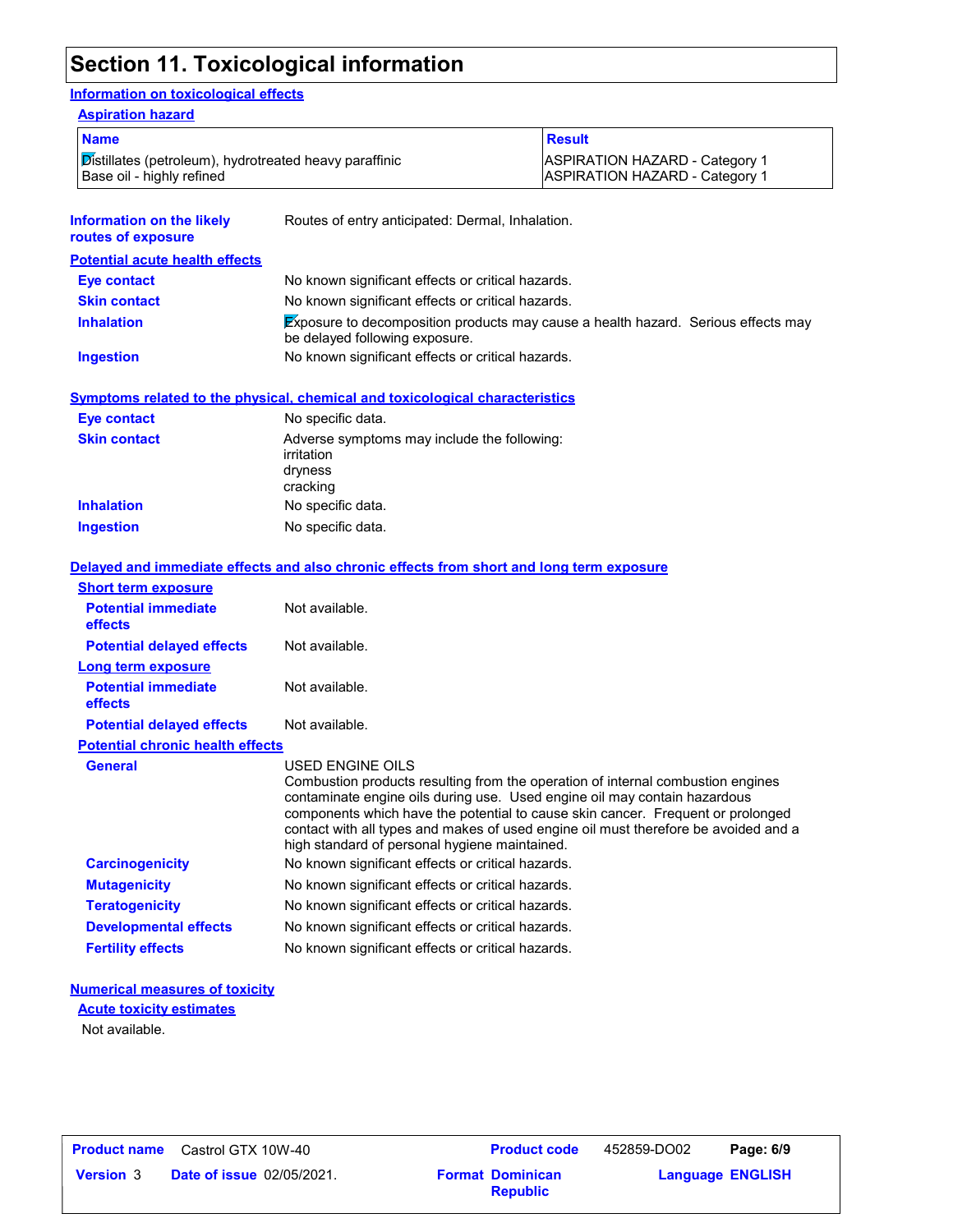# Section 11. Toxicological information

## Information on toxicological effects

### Aspiration hazard

| Name | Result |
| --- | --- |
| Distillates (petroleum), hydrotreated heavy paraffinic | ASPIRATION HAZARD - Category 1 |
| Base oil - highly refined | ASPIRATION HAZARD - Category 1 |

**Information on the likely routes of exposure**: Routes of entry anticipated: Dermal, Inhalation.

### Potential acute health effects

**Eye contact**: No known significant effects or critical hazards.

**Skin contact**: No known significant effects or critical hazards.

**Inhalation**: Exposure to decomposition products may cause a health hazard. Serious effects may be delayed following exposure.

**Ingestion**: No known significant effects or critical hazards.

### Symptoms related to the physical, chemical and toxicological characteristics

**Eye contact**: No specific data.

**Skin contact**: Adverse symptoms may include the following:
irritation
dryness
cracking

**Inhalation**: No specific data.

**Ingestion**: No specific data.

### Delayed and immediate effects and also chronic effects from short and long term exposure

#### Short term exposure

**Potential immediate effects**: Not available.

**Potential delayed effects**: Not available.

#### Long term exposure

**Potential immediate effects**: Not available.

**Potential delayed effects**: Not available.

#### Potential chronic health effects

**General**: USED ENGINE OILS
Combustion products resulting from the operation of internal combustion engines contaminate engine oils during use. Used engine oil may contain hazardous components which have the potential to cause skin cancer. Frequent or prolonged contact with all types and makes of used engine oil must therefore be avoided and a high standard of personal hygiene maintained.

**Carcinogenicity**: No known significant effects or critical hazards.

**Mutagenicity**: No known significant effects or critical hazards.

**Teratogenicity**: No known significant effects or critical hazards.

**Developmental effects**: No known significant effects or critical hazards.

**Fertility effects**: No known significant effects or critical hazards.

### Numerical measures of toxicity

#### Acute toxicity estimates

Not available.

| Product name | Castrol GTX 10W-40 | Product code | 452859-DO02 | Page: 6/9 |
| --- | --- | --- | --- | --- |
| Version 3 | Date of issue 02/05/2021. | Format Dominican Republic | Language ENGLISH | |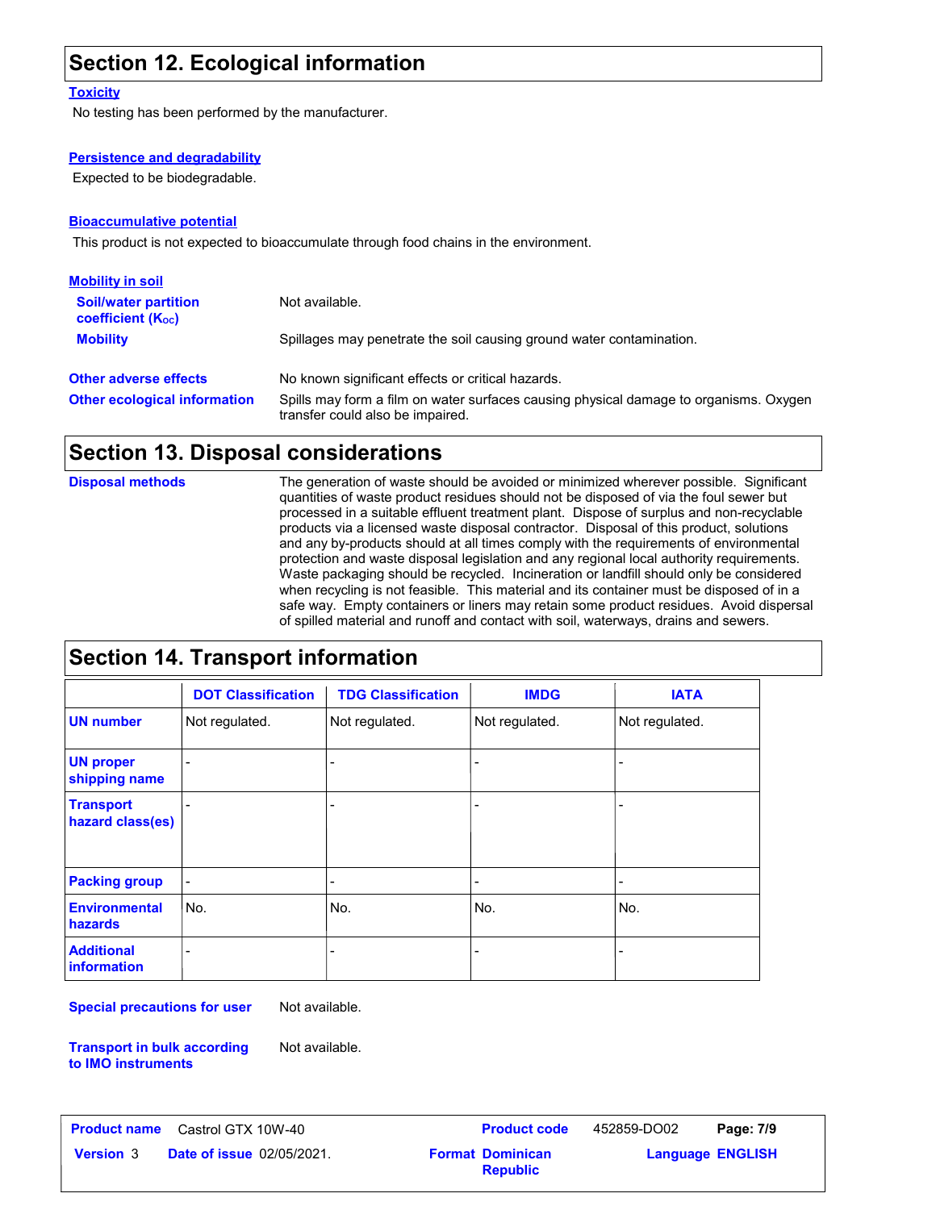## Section 12. Ecological information

### Toxicity

No testing has been performed by the manufacturer.

### Persistence and degradability

Expected to be biodegradable.

### Bioaccumulative potential

This product is not expected to bioaccumulate through food chains in the environment.

### Mobility in soil

**Soil/water partition coefficient ($K_{OC}$)**: Not available.

**Mobility**: Spillages may penetrate the soil causing ground water contamination.

**Other adverse effects**: No known significant effects or critical hazards.

**Other ecological information**: Spills may form a film on water surfaces causing physical damage to organisms. Oxygen transfer could also be impaired.

## Section 13. Disposal considerations

**Disposal methods**: The generation of waste should be avoided or minimized wherever possible. Significant quantities of waste product residues should not be disposed of via the foul sewer but processed in a suitable effluent treatment plant. Dispose of surplus and non-recyclable products via a licensed waste disposal contractor. Disposal of this product, solutions and any by-products should at all times comply with the requirements of environmental protection and waste disposal legislation and any regional local authority requirements. Waste packaging should be recycled. Incineration or landfill should only be considered when recycling is not feasible. This material and its container must be disposed of in a safe way. Empty containers or liners may retain some product residues. Avoid dispersal of spilled material and runoff and contact with soil, waterways, drains and sewers.

## Section 14. Transport information

| | DOT Classification | TDG Classification | IMDG | IATA |
|---|---|---|---|---|
| UN number | Not regulated. | Not regulated. | Not regulated. | Not regulated. |
| UN proper shipping name | - | - | - | - |
| Transport hazard class(es) | - | - | - | - |
| Packing group | - | - | - | - |
| Environmental hazards | No. | No. | No. | No. |
| Additional information | - | - | - | - |

**Special precautions for user**: Not available.

**Transport in bulk according to IMO instruments**: Not available.

| Product name | Castrol GTX 10W-40 | Product code | 452859-DO02 | Page: 7/9 |
|---|---|---|---|---|
| Version 3 | Date of issue 02/05/2021. | Format Dominican Republic | | Language ENGLISH |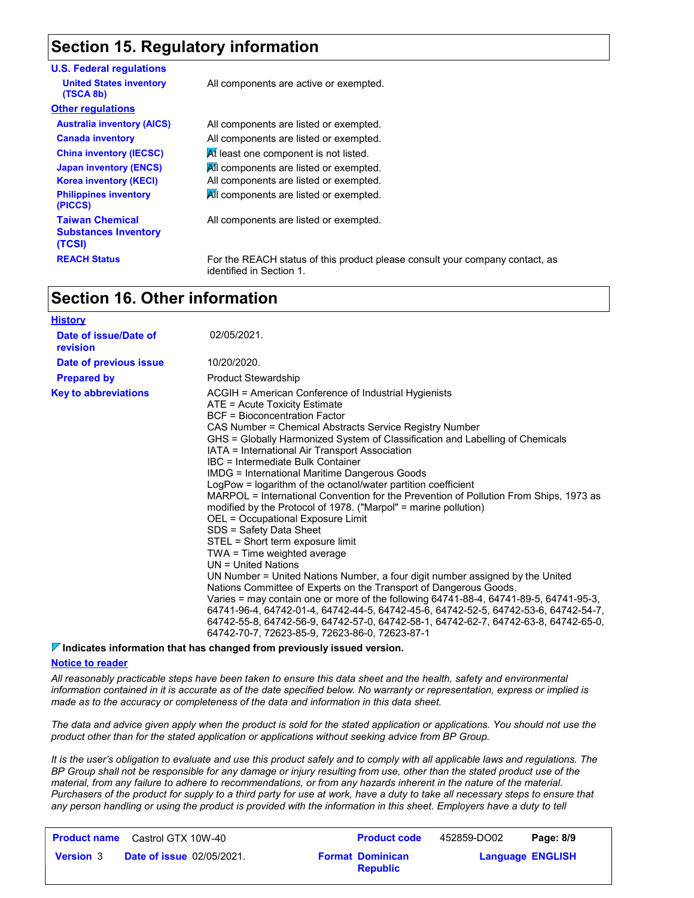## Section 15. Regulatory information

**U.S. Federal regulations**

| | |
|---|---|
| **United States inventory (TSCA 8b)** | All components are active or exempted. |

**Other regulations**

| | |
|---|---|
| **Australia inventory (AICS)** | All components are listed or exempted. |
| **Canada inventory** | All components are listed or exempted. |
| **China inventory (IECSC)** | At least one component is not listed. |
| **Japan inventory (ENCS)** | All components are listed or exempted. |
| **Korea inventory (KECI)** | All components are listed or exempted. |
| **Philippines inventory (PICCS)** | All components are listed or exempted. |
| **Taiwan Chemical Substances Inventory (TCSI)** | All components are listed or exempted. |
| **REACH Status** | For the REACH status of this product please consult your company contact, as identified in Section 1. |

## Section 16. Other information

**History**

| | |
|---|---|
| **Date of issue/Date of revision** | 02/05/2021. |
| **Date of previous issue** | 10/20/2020. |
| **Prepared by** | Product Stewardship |

**Key to abbreviations**

ACGIH = American Conference of Industrial Hygienists
ATE = Acute Toxicity Estimate
BCF = Bioconcentration Factor
CAS Number = Chemical Abstracts Service Registry Number
GHS = Globally Harmonized System of Classification and Labelling of Chemicals
IATA = International Air Transport Association
IBC = Intermediate Bulk Container
IMDG = International Maritime Dangerous Goods
LogPow = logarithm of the octanol/water partition coefficient
MARPOL = International Convention for the Prevention of Pollution From Ships, 1973 as modified by the Protocol of 1978. ("Marpol" = marine pollution)
OEL = Occupational Exposure Limit
SDS = Safety Data Sheet
STEL = Short term exposure limit
TWA = Time weighted average
UN = United Nations
UN Number = United Nations Number, a four digit number assigned by the United Nations Committee of Experts on the Transport of Dangerous Goods.
Varies = may contain one or more of the following 64741-88-4, 64741-89-5, 64741-95-3, 64741-96-4, 64742-01-4, 64742-44-5, 64742-45-6, 64742-52-5, 64742-53-6, 64742-54-7, 64742-55-8, 64742-56-9, 64742-57-0, 64742-58-1, 64742-62-7, 64742-63-8, 64742-65-0, 64742-70-7, 72623-85-9, 72623-86-0, 72623-87-1

**Indicates information that has changed from previously issued version.**

**Notice to reader**

*All reasonably practicable steps have been taken to ensure this data sheet and the health, safety and environmental information contained in it is accurate as of the date specified below. No warranty or representation, express or implied is made as to the accuracy or completeness of the data and information in this data sheet.*

*The data and advice given apply when the product is sold for the stated application or applications. You should not use the product other than for the stated application or applications without seeking advice from BP Group.*

*It is the user's obligation to evaluate and use this product safely and to comply with all applicable laws and regulations. The BP Group shall not be responsible for any damage or injury resulting from use, other than the stated product use of the material, from any failure to adhere to recommendations, or from any hazards inherent in the nature of the material. Purchasers of the product for supply to a third party for use at work, have a duty to take all necessary steps to ensure that any person handling or using the product is provided with the information in this sheet. Employers have a duty to tell*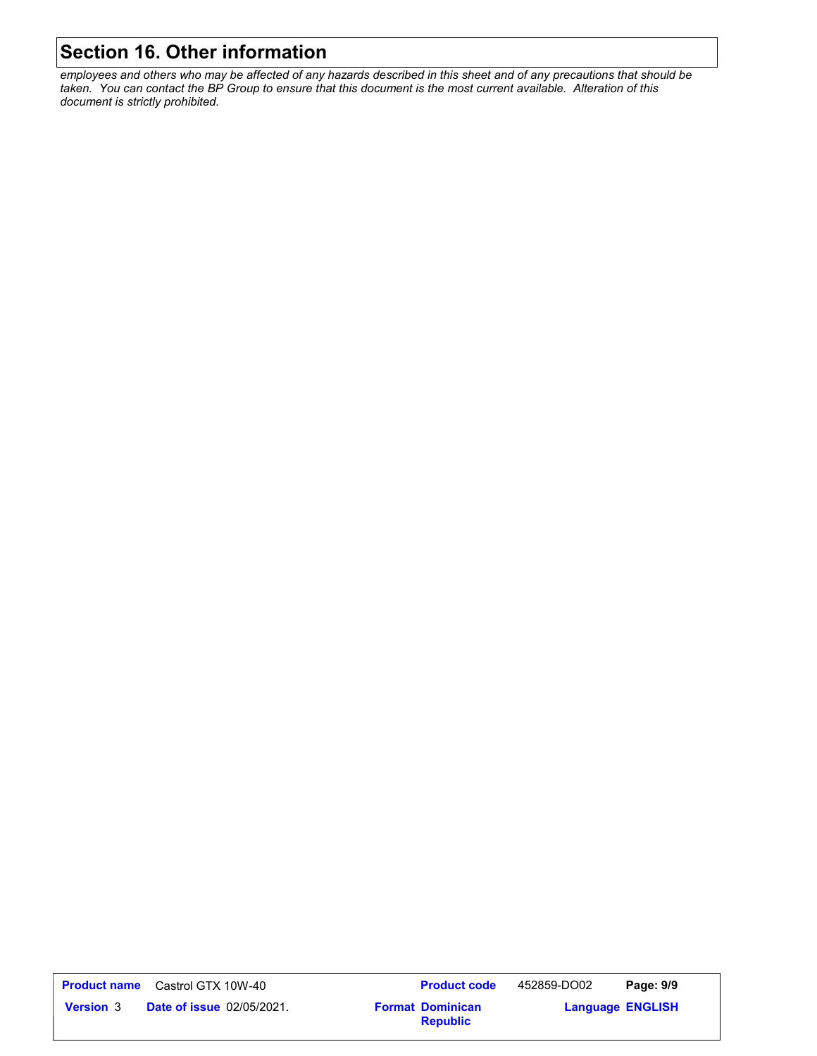## Section 16. Other information

*employees and others who may be affected of any hazards described in this sheet and of any precautions that should be taken. You can contact the BP Group to ensure that this document is the most current available. Alteration of this document is strictly prohibited.*